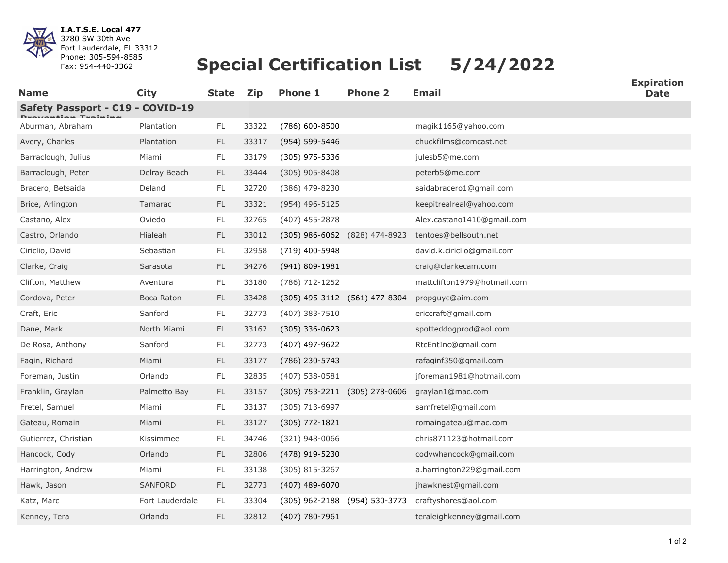**I.A.T.S.E. Local 477**
3780 SW 30th Ave
Fort Lauderdale, FL 33312
Phone: 305-594-8585
Fax: 954-440-3362

# Special Certification List 5/24/2022

| Name | City | State | Zip | Phone 1 | Phone 2 | Email | Expiration Date |
|---|---|---|---|---|---|---|---|
| **Safety Passport - C19 - COVID-19 Prevention Training** | | | | | | | |
| Aburman, Abraham | Plantation | FL | 33322 | (786) 600-8500 | | magik1165@yahoo.com | |
| Avery, Charles | Plantation | FL | 33317 | (954) 599-5446 | | chuckfilms@comcast.net | |
| Barraclough, Julius | Miami | FL | 33179 | (305) 975-5336 | | julesb5@me.com | |
| Barraclough, Peter | Delray Beach | FL | 33444 | (305) 905-8408 | | peterb5@me.com | |
| Bracero, Betsaida | Deland | FL | 32720 | (386) 479-8230 | | saidabracero1@gmail.com | |
| Brice, Arlington | Tamarac | FL | 33321 | (954) 496-5125 | | keepitrealreal@yahoo.com | |
| Castano, Alex | Oviedo | FL | 32765 | (407) 455-2878 | | Alex.castano1410@gmail.com | |
| Castro, Orlando | Hialeah | FL | 33012 | (305) 986-6062 | (828) 474-8923 | tentoes@bellsouth.net | |
| Ciriclio, David | Sebastian | FL | 32958 | (719) 400-5948 | | david.k.ciriclio@gmail.com | |
| Clarke, Craig | Sarasota | FL | 34276 | (941) 809-1981 | | craig@clarkecam.com | |
| Clifton, Matthew | Aventura | FL | 33180 | (786) 712-1252 | | mattclifton1979@hotmail.com | |
| Cordova, Peter | Boca Raton | FL | 33428 | (305) 495-3112 | (561) 477-8304 | propguyc@aim.com | |
| Craft, Eric | Sanford | FL | 32773 | (407) 383-7510 | | ericcraft@gmail.com | |
| Dane, Mark | North Miami | FL | 33162 | (305) 336-0623 | | spotteddogprod@aol.com | |
| De Rosa, Anthony | Sanford | FL | 32773 | (407) 497-9622 | | RtcEntInc@gmail.com | |
| Fagin, Richard | Miami | FL | 33177 | (786) 230-5743 | | rafaginf350@gmail.com | |
| Foreman, Justin | Orlando | FL | 32835 | (407) 538-0581 | | jforeman1981@hotmail.com | |
| Franklin, Graylan | Palmetto Bay | FL | 33157 | (305) 753-2211 | (305) 278-0606 | graylan1@mac.com | |
| Fretel, Samuel | Miami | FL | 33137 | (305) 713-6997 | | samfretel@gmail.com | |
| Gateau, Romain | Miami | FL | 33127 | (305) 772-1821 | | romaingateau@mac.com | |
| Gutierrez, Christian | Kissimmee | FL | 34746 | (321) 948-0066 | | chris871123@hotmail.com | |
| Hancock, Cody | Orlando | FL | 32806 | (478) 919-5230 | | codywhancock@gmail.com | |
| Harrington, Andrew | Miami | FL | 33138 | (305) 815-3267 | | a.harrington229@gmail.com | |
| Hawk, Jason | SANFORD | FL | 32773 | (407) 489-6070 | | jhawknest@gmail.com | |
| Katz, Marc | Fort Lauderdale | FL | 33304 | (305) 962-2188 | (954) 530-3773 | craftyshores@aol.com | |
| Kenney, Tera | Orlando | FL | 32812 | (407) 780-7961 | | teraleighkenney@gmail.com | |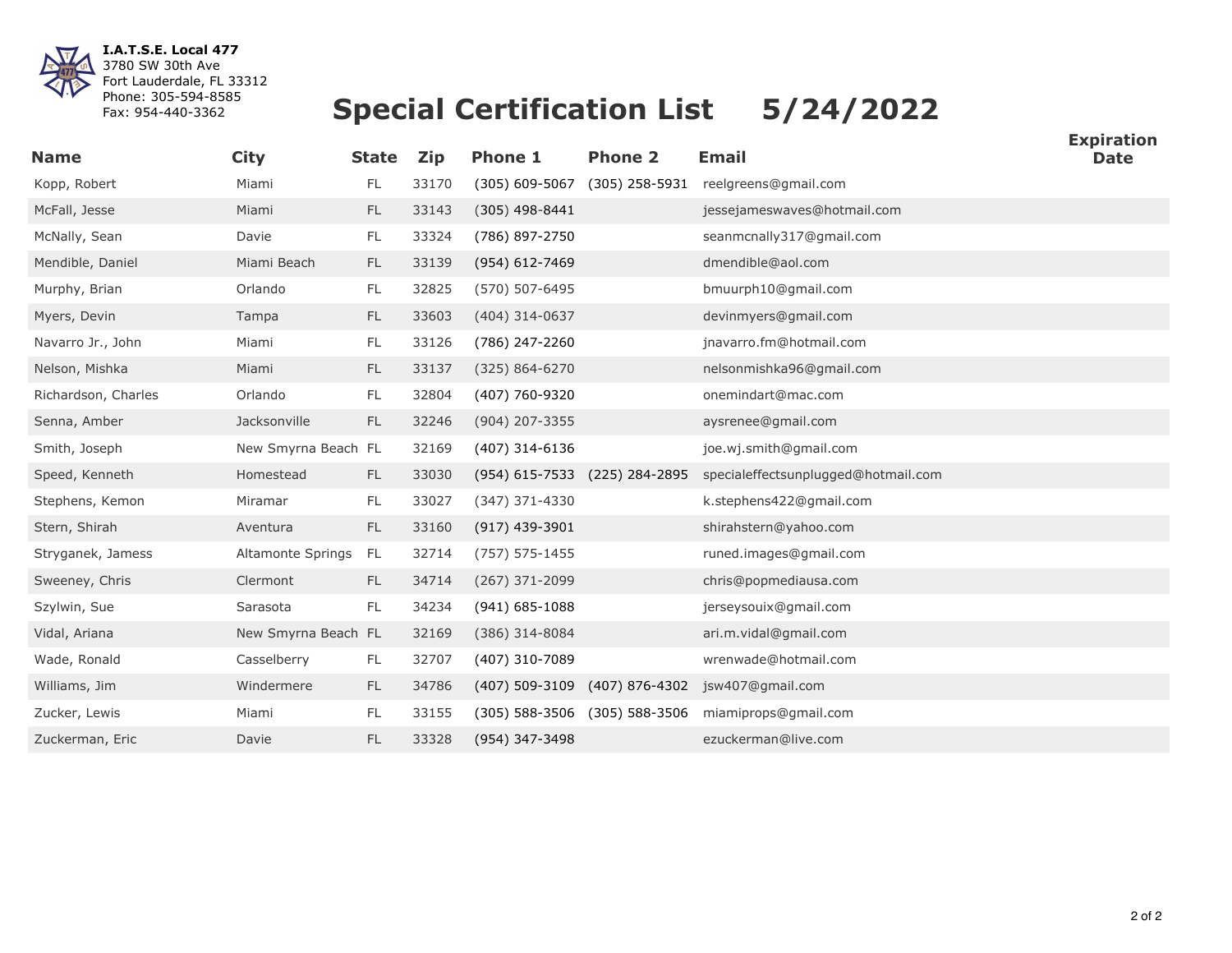**I.A.T.S.E. Local 477**
3780 SW 30th Ave
Fort Lauderdale, FL 33312
Phone: 305-594-8585
Fax: 954-440-3362

# Special Certification List 5/24/2022

| Name | City | State | Zip | Phone 1 | Phone 2 | Email | Expiration Date |
|---|---|---|---|---|---|---|---|
| Kopp, Robert | Miami | FL | 33170 | (305) 609-5067 | (305) 258-5931 | reelgreens@gmail.com | |
| McFall, Jesse | Miami | FL | 33143 | (305) 498-8441 | | jessejameswaves@hotmail.com | |
| McNally, Sean | Davie | FL | 33324 | (786) 897-2750 | | seanmcnally317@gmail.com | |
| Mendible, Daniel | Miami Beach | FL | 33139 | (954) 612-7469 | | dmendible@aol.com | |
| Murphy, Brian | Orlando | FL | 32825 | (570) 507-6495 | | bmuurph10@gmail.com | |
| Myers, Devin | Tampa | FL | 33603 | (404) 314-0637 | | devinmyers@gmail.com | |
| Navarro Jr., John | Miami | FL | 33126 | (786) 247-2260 | | jnavarro.fm@hotmail.com | |
| Nelson, Mishka | Miami | FL | 33137 | (325) 864-6270 | | nelsonmishka96@gmail.com | |
| Richardson, Charles | Orlando | FL | 32804 | (407) 760-9320 | | onemindart@mac.com | |
| Senna, Amber | Jacksonville | FL | 32246 | (904) 207-3355 | | aysrenee@gmail.com | |
| Smith, Joseph | New Smyrna Beach | FL | 32169 | (407) 314-6136 | | joe.wj.smith@gmail.com | |
| Speed, Kenneth | Homestead | FL | 33030 | (954) 615-7533 | (225) 284-2895 | specialeffectsunplugged@hotmail.com | |
| Stephens, Kemon | Miramar | FL | 33027 | (347) 371-4330 | | k.stephens422@gmail.com | |
| Stern, Shirah | Aventura | FL | 33160 | (917) 439-3901 | | shirahstern@yahoo.com | |
| Stryganek, Jamess | Altamonte Springs | FL | 32714 | (757) 575-1455 | | runed.images@gmail.com | |
| Sweeney, Chris | Clermont | FL | 34714 | (267) 371-2099 | | chris@popmediausa.com | |
| Szylwin, Sue | Sarasota | FL | 34234 | (941) 685-1088 | | jerseysouix@gmail.com | |
| Vidal, Ariana | New Smyrna Beach | FL | 32169 | (386) 314-8084 | | ari.m.vidal@gmail.com | |
| Wade, Ronald | Casselberry | FL | 32707 | (407) 310-7089 | | wrenwade@hotmail.com | |
| Williams, Jim | Windermere | FL | 34786 | (407) 509-3109 | (407) 876-4302 | jsw407@gmail.com | |
| Zucker, Lewis | Miami | FL | 33155 | (305) 588-3506 | (305) 588-3506 | miamiprops@gmail.com | |
| Zuckerman, Eric | Davie | FL | 33328 | (954) 347-3498 | | ezuckerman@live.com | |